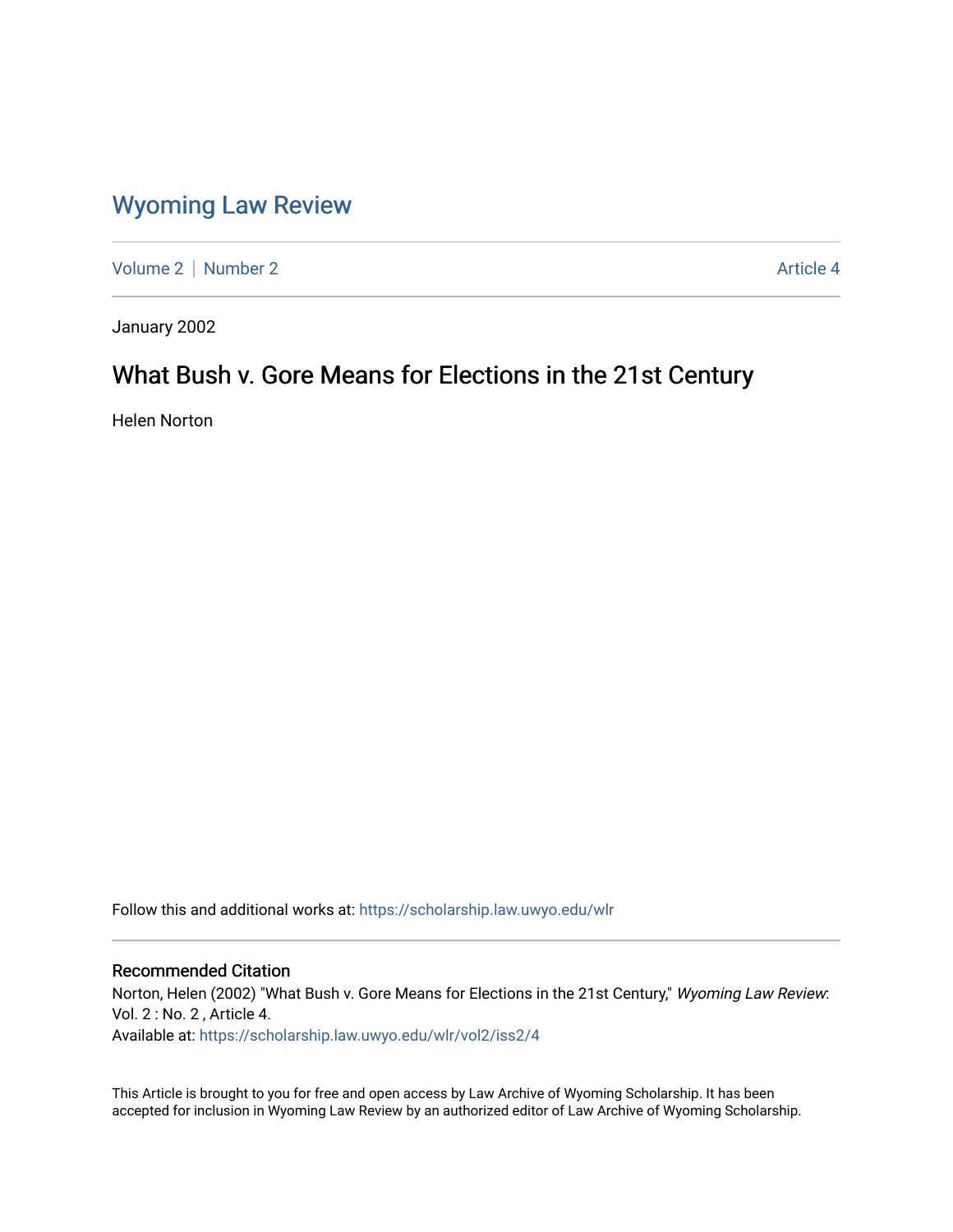# Wyoming Law Review

Volume 2 | Number 2 Article 4

January 2002

## What Bush v. Gore Means for Elections in the 21st Century

Helen Norton

Follow this and additional works at: https://scholarship.law.uwyo.edu/wlr

### Recommended Citation

Norton, Helen (2002) "What Bush v. Gore Means for Elections in the 21st Century," *Wyoming Law Review*: Vol. 2 : No. 2 , Article 4.
Available at: https://scholarship.law.uwyo.edu/wlr/vol2/iss2/4

This Article is brought to you for free and open access by Law Archive of Wyoming Scholarship. It has been accepted for inclusion in Wyoming Law Review by an authorized editor of Law Archive of Wyoming Scholarship.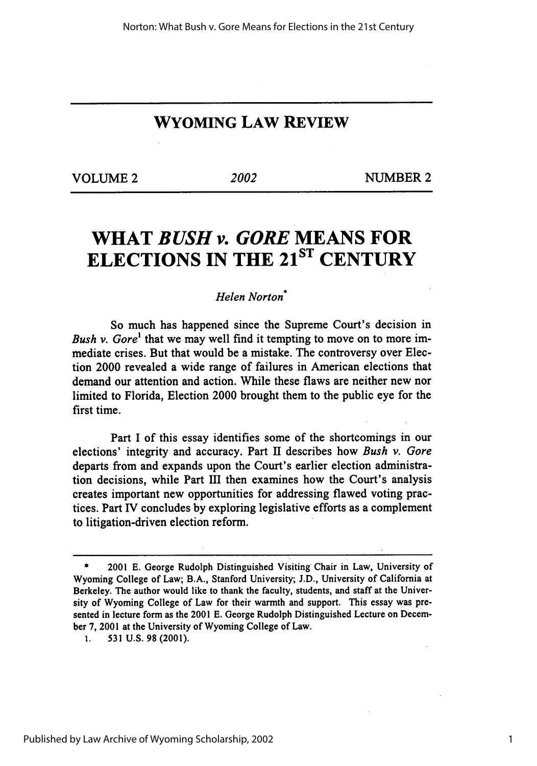# WYOMING LAW REVIEW

VOLUME 2 | 2002 | NUMBER 2

# WHAT *BUSH v. GORE* MEANS FOR ELECTIONS IN THE 21[ST] CENTURY

*Helen Norton*[*]

So much has happened since the Supreme Court's decision in *Bush v. Gore*[1] that we may well find it tempting to move on to more immediate crises. But that would be a mistake. The controversy over Election 2000 revealed a wide range of failures in American elections that demand our attention and action. While these flaws are neither new nor limited to Florida, Election 2000 brought them to the public eye for the first time.

Part I of this essay identifies some of the shortcomings in our elections' integrity and accuracy. Part II describes how *Bush v. Gore* departs from and expands upon the Court's earlier election administration decisions, while Part III then examines how the Court's analysis creates important new opportunities for addressing flawed voting practices. Part IV concludes by exploring legislative efforts as a complement to litigation-driven election reform.

---

\* 2001 E. George Rudolph Distinguished Visiting Chair in Law, University of Wyoming College of Law; B.A., Stanford University; J.D., University of California at Berkeley. The author would like to thank the faculty, students, and staff at the University of Wyoming College of Law for their warmth and support. This essay was presented in lecture form as the 2001 E. George Rudolph Distinguished Lecture on December 7, 2001 at the University of Wyoming College of Law.

1. 531 U.S. 98 (2001).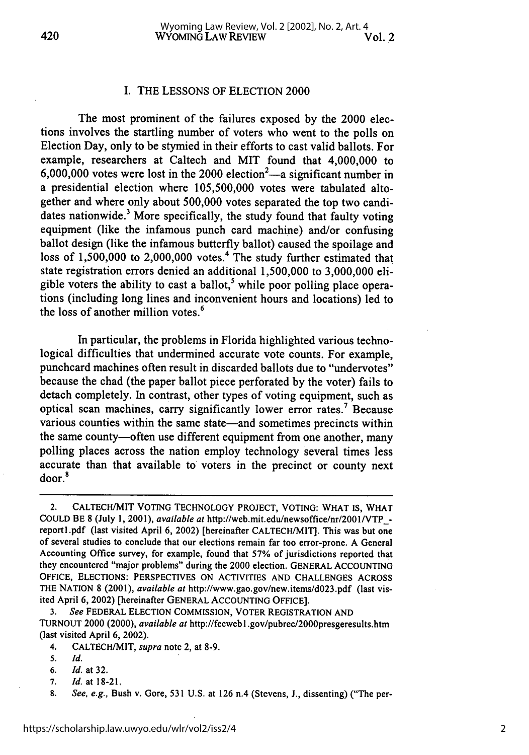## I. THE LESSONS OF ELECTION 2000

The most prominent of the failures exposed by the 2000 elections involves the startling number of voters who went to the polls on Election Day, only to be stymied in their efforts to cast valid ballots. For example, researchers at Caltech and MIT found that 4,000,000 to 6,000,000 votes were lost in the 2000 election[2]—a significant number in a presidential election where 105,500,000 votes were tabulated altogether and where only about 500,000 votes separated the top two candidates nationwide.[3] More specifically, the study found that faulty voting equipment (like the infamous punch card machine) and/or confusing ballot design (like the infamous butterfly ballot) caused the spoilage and loss of 1,500,000 to 2,000,000 votes.[4] The study further estimated that state registration errors denied an additional 1,500,000 to 3,000,000 eligible voters the ability to cast a ballot,[5] while poor polling place operations (including long lines and inconvenient hours and locations) led to the loss of another million votes.[6]

In particular, the problems in Florida highlighted various technological difficulties that undermined accurate vote counts. For example, punchcard machines often result in discarded ballots due to "undervotes" because the chad (the paper ballot piece perforated by the voter) fails to detach completely. In contrast, other types of voting equipment, such as optical scan machines, carry significantly lower error rates.[7] Because various counties within the same state—and sometimes precincts within the same county—often use different equipment from one another, many polling places across the nation employ technology several times less accurate than that available to voters in the precinct or county next door.[8]

---

2. CALTECH/MIT VOTING TECHNOLOGY PROJECT, VOTING: WHAT IS, WHAT COULD BE 8 (July 1, 2001), *available at* http://web.mit.edu/newsoffice/nr/2001/VTP_report1.pdf (last visited April 6, 2002) [hereinafter CALTECH/MIT]. This was but one of several studies to conclude that our elections remain far too error-prone. A General Accounting Office survey, for example, found that 57% of jurisdictions reported that they encountered "major problems" during the 2000 election. GENERAL ACCOUNTING OFFICE, ELECTIONS: PERSPECTIVES ON ACTIVITIES AND CHALLENGES ACROSS THE NATION 8 (2001), *available at* http://www.gao.gov/new.items/d023.pdf (last visited April 6, 2002) [hereinafter GENERAL ACCOUNTING OFFICE].

3. *See* FEDERAL ELECTION COMMISSION, VOTER REGISTRATION AND TURNOUT 2000 (2000), *available at* http://fecweb1.gov/pubrec/2000presgeresults.htm (last visited April 6, 2002).

4. CALTECH/MIT, *supra* note 2, at 8-9.

5. *Id.*

6. *Id.* at 32.

7. *Id.* at 18-21.

8. *See, e.g.*, Bush v. Gore, 531 U.S. at 126 n.4 (Stevens, J., dissenting) ("The per-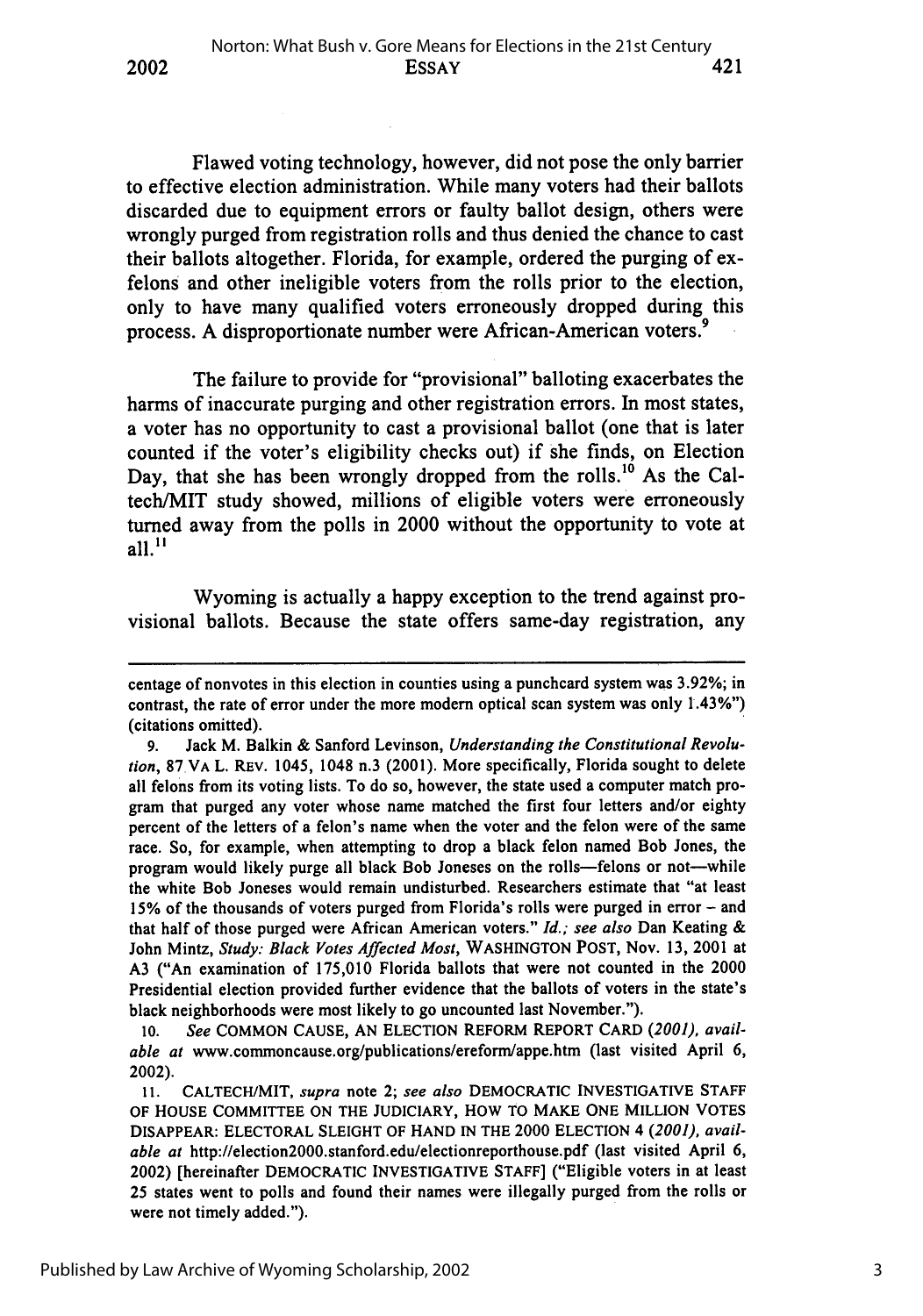Flawed voting technology, however, did not pose the only barrier to effective election administration. While many voters had their ballots discarded due to equipment errors or faulty ballot design, others were wrongly purged from registration rolls and thus denied the chance to cast their ballots altogether. Florida, for example, ordered the purging of ex-felons and other ineligible voters from the rolls prior to the election, only to have many qualified voters erroneously dropped during this process. A disproportionate number were African-American voters.[9]

The failure to provide for "provisional" balloting exacerbates the harms of inaccurate purging and other registration errors. In most states, a voter has no opportunity to cast a provisional ballot (one that is later counted if the voter's eligibility checks out) if she finds, on Election Day, that she has been wrongly dropped from the rolls.[10] As the Caltech/MIT study showed, millions of eligible voters were erroneously turned away from the polls in 2000 without the opportunity to vote at all.[11]

Wyoming is actually a happy exception to the trend against provisional ballots. Because the state offers same-day registration, any

---

centage of nonvotes in this election in counties using a punchcard system was 3.92%; in contrast, the rate of error under the more modern optical scan system was only 1.43%") (citations omitted).

9. Jack M. Balkin & Sanford Levinson, *Understanding the Constitutional Revolution*, 87 VA L. REV. 1045, 1048 n.3 (2001). More specifically, Florida sought to delete all felons from its voting lists. To do so, however, the state used a computer match program that purged any voter whose name matched the first four letters and/or eighty percent of the letters of a felon's name when the voter and the felon were of the same race. So, for example, when attempting to drop a black felon named Bob Jones, the program would likely purge all black Bob Joneses on the rolls—felons or not—while the white Bob Joneses would remain undisturbed. Researchers estimate that "at least 15% of the thousands of voters purged from Florida's rolls were purged in error – and that half of those purged were African American voters." *Id.*; *see also* Dan Keating & John Mintz, *Study: Black Votes Affected Most*, WASHINGTON POST, Nov. 13, 2001 at A3 ("An examination of 175,010 Florida ballots that were not counted in the 2000 Presidential election provided further evidence that the ballots of voters in the state's black neighborhoods were most likely to go uncounted last November.").

10. *See* COMMON CAUSE, AN ELECTION REFORM REPORT CARD *(2001)*, *available at* www.commoncause.org/publications/ereform/appe.htm (last visited April 6, 2002).

11. CALTECH/MIT, *supra* note 2; *see also* DEMOCRATIC INVESTIGATIVE STAFF OF HOUSE COMMITTEE ON THE JUDICIARY, HOW TO MAKE ONE MILLION VOTES DISAPPEAR: ELECTORAL SLEIGHT OF HAND IN THE 2000 ELECTION 4 *(2001)*, *available at* http://election2000.stanford.edu/electionreporthouse.pdf (last visited April 6, 2002) [hereinafter DEMOCRATIC INVESTIGATIVE STAFF] ("Eligible voters in at least 25 states went to polls and found their names were illegally purged from the rolls or were not timely added.").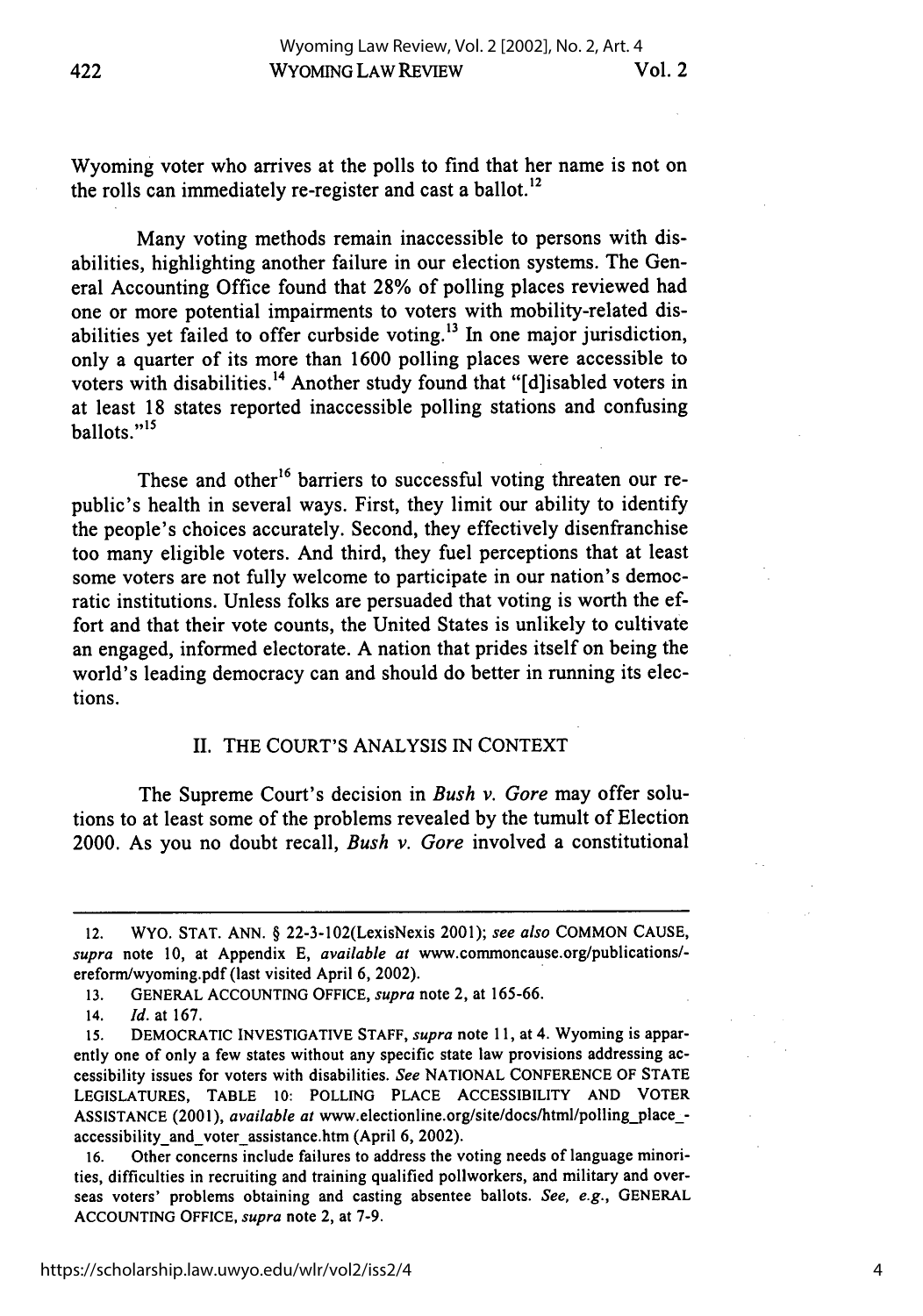Wyoming voter who arrives at the polls to find that her name is not on the rolls can immediately re-register and cast a ballot.[12]

Many voting methods remain inaccessible to persons with disabilities, highlighting another failure in our election systems. The General Accounting Office found that 28% of polling places reviewed had one or more potential impairments to voters with mobility-related disabilities yet failed to offer curbside voting.[13] In one major jurisdiction, only a quarter of its more than 1600 polling places were accessible to voters with disabilities.[14] Another study found that "[d]isabled voters in at least 18 states reported inaccessible polling stations and confusing ballots."[15]

These and other[16] barriers to successful voting threaten our republic's health in several ways. First, they limit our ability to identify the people's choices accurately. Second, they effectively disenfranchise too many eligible voters. And third, they fuel perceptions that at least some voters are not fully welcome to participate in our nation's democratic institutions. Unless folks are persuaded that voting is worth the effort and that their vote counts, the United States is unlikely to cultivate an engaged, informed electorate. A nation that prides itself on being the world's leading democracy can and should do better in running its elections.

## II. THE COURT'S ANALYSIS IN CONTEXT

The Supreme Court's decision in *Bush v. Gore* may offer solutions to at least some of the problems revealed by the tumult of Election 2000. As you no doubt recall, *Bush v. Gore* involved a constitutional

---

12. WYO. STAT. ANN. § 22-3-102(LexisNexis 2001); *see also* COMMON CAUSE, *supra* note 10, at Appendix E, *available at* www.commoncause.org/publications/-ereform/wyoming.pdf (last visited April 6, 2002).

13. GENERAL ACCOUNTING OFFICE, *supra* note 2, at 165-66.

14. *Id.* at 167.

15. DEMOCRATIC INVESTIGATIVE STAFF, *supra* note 11, at 4. Wyoming is apparently one of only a few states without any specific state law provisions addressing accessibility issues for voters with disabilities. *See* NATIONAL CONFERENCE OF STATE LEGISLATURES, TABLE 10: POLLING PLACE ACCESSIBILITY AND VOTER ASSISTANCE (2001), *available at* www.electionline.org/site/docs/html/polling_place_-accessibility_and_voter_assistance.htm (April 6, 2002).

16. Other concerns include failures to address the voting needs of language minorities, difficulties in recruiting and training qualified pollworkers, and military and overseas voters' problems obtaining and casting absentee ballots. *See, e.g.*, GENERAL ACCOUNTING OFFICE, *supra* note 2, at 7-9.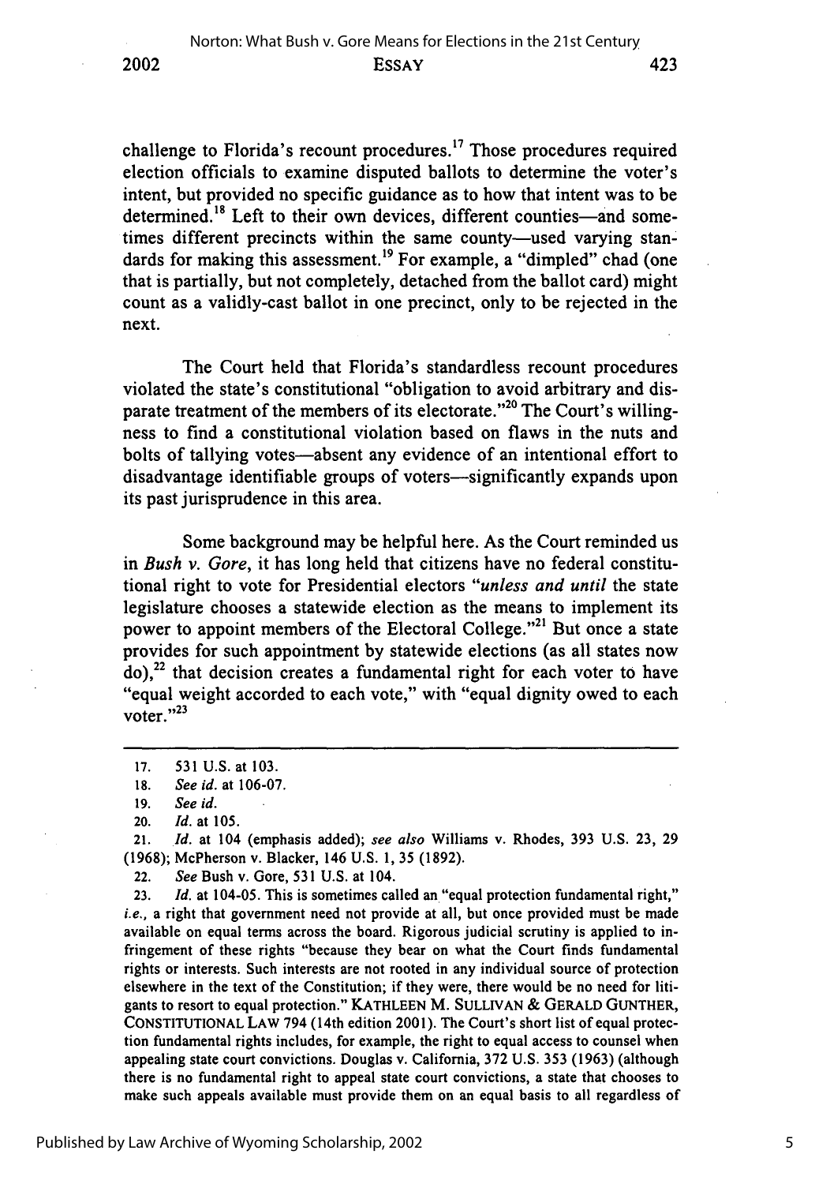challenge to Florida's recount procedures.[17] Those procedures required election officials to examine disputed ballots to determine the voter's intent, but provided no specific guidance as to how that intent was to be determined.[18] Left to their own devices, different counties—and sometimes different precincts within the same county—used varying standards for making this assessment.[19] For example, a "dimpled" chad (one that is partially, but not completely, detached from the ballot card) might count as a validly-cast ballot in one precinct, only to be rejected in the next.

The Court held that Florida's standardless recount procedures violated the state's constitutional "obligation to avoid arbitrary and disparate treatment of the members of its electorate."[20] The Court's willingness to find a constitutional violation based on flaws in the nuts and bolts of tallying votes—absent any evidence of an intentional effort to disadvantage identifiable groups of voters—significantly expands upon its past jurisprudence in this area.

Some background may be helpful here. As the Court reminded us in *Bush v. Gore*, it has long held that citizens have no federal constitutional right to vote for Presidential electors "*unless and until* the state legislature chooses a statewide election as the means to implement its power to appoint members of the Electoral College."[21] But once a state provides for such appointment by statewide elections (as all states now do),[22] that decision creates a fundamental right for each voter to have "equal weight accorded to each vote," with "equal dignity owed to each voter."[23]

---

17. 531 U.S. at 103.

18. *See id.* at 106-07.

19. *See id.*

20. *Id.* at 105.

21. *Id.* at 104 (emphasis added); *see also* Williams v. Rhodes, 393 U.S. 23, 29 (1968); McPherson v. Blacker, 146 U.S. 1, 35 (1892).

22. *See* Bush v. Gore, 531 U.S. at 104.

23. *Id.* at 104-05. This is sometimes called an "equal protection fundamental right," *i.e.*, a right that government need not provide at all, but once provided must be made available on equal terms across the board. Rigorous judicial scrutiny is applied to infringement of these rights "because they bear on what the Court finds fundamental rights or interests. Such interests are not rooted in any individual source of protection elsewhere in the text of the Constitution; if they were, there would be no need for litigants to resort to equal protection." KATHLEEN M. SULLIVAN & GERALD GUNTHER, CONSTITUTIONAL LAW 794 (14th edition 2001). The Court's short list of equal protection fundamental rights includes, for example, the right to equal access to counsel when appealing state court convictions. Douglas v. California, 372 U.S. 353 (1963) (although there is no fundamental right to appeal state court convictions, a state that chooses to make such appeals available must provide them on an equal basis to all regardless of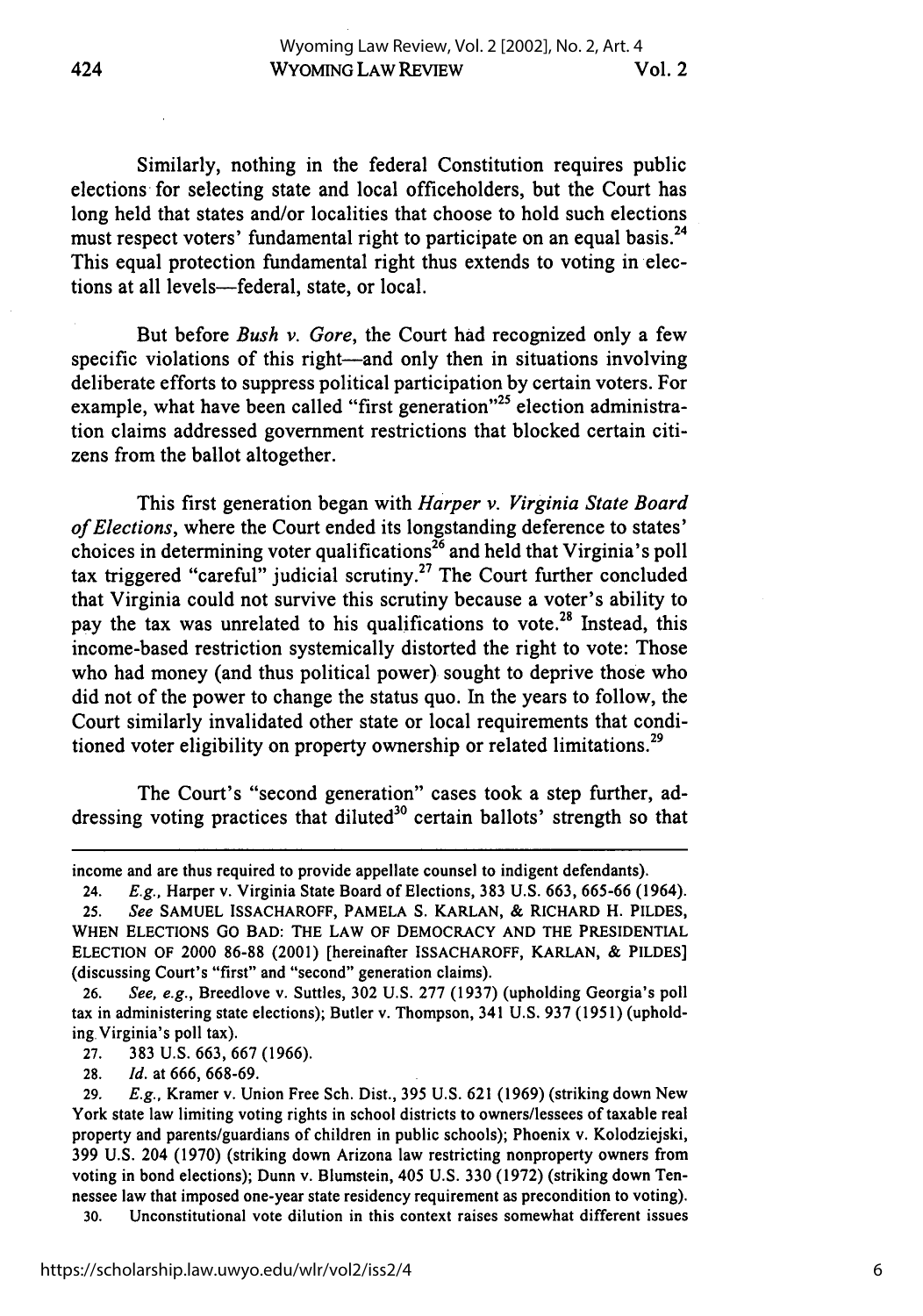Similarly, nothing in the federal Constitution requires public elections for selecting state and local officeholders, but the Court has long held that states and/or localities that choose to hold such elections must respect voters' fundamental right to participate on an equal basis.[24] This equal protection fundamental right thus extends to voting in elections at all levels—federal, state, or local.

But before *Bush v. Gore*, the Court had recognized only a few specific violations of this right—and only then in situations involving deliberate efforts to suppress political participation by certain voters. For example, what have been called "first generation"[25] election administration claims addressed government restrictions that blocked certain citizens from the ballot altogether.

This first generation began with *Harper v. Virginia State Board of Elections*, where the Court ended its longstanding deference to states' choices in determining voter qualifications[26] and held that Virginia's poll tax triggered "careful" judicial scrutiny.[27] The Court further concluded that Virginia could not survive this scrutiny because a voter's ability to pay the tax was unrelated to his qualifications to vote.[28] Instead, this income-based restriction systemically distorted the right to vote: Those who had money (and thus political power) sought to deprive those who did not of the power to change the status quo. In the years to follow, the Court similarly invalidated other state or local requirements that conditioned voter eligibility on property ownership or related limitations.[29]

The Court's "second generation" cases took a step further, addressing voting practices that diluted[30] certain ballots' strength so that

---

income and are thus required to provide appellate counsel to indigent defendants).

24. *E.g.*, Harper v. Virginia State Board of Elections, 383 U.S. 663, 665-66 (1964).

25. *See* SAMUEL ISSACHAROFF, PAMELA S. KARLAN, & RICHARD H. PILDES, WHEN ELECTIONS GO BAD: THE LAW OF DEMOCRACY AND THE PRESIDENTIAL ELECTION OF 2000 86-88 (2001) [hereinafter ISSACHAROFF, KARLAN, & PILDES] (discussing Court's "first" and "second" generation claims).

26. *See, e.g.*, Breedlove v. Suttles, 302 U.S. 277 (1937) (upholding Georgia's poll tax in administering state elections); Butler v. Thompson, 341 U.S. 937 (1951) (upholding Virginia's poll tax).

27. 383 U.S. 663, 667 (1966).

28. *Id.* at 666, 668-69.

29. *E.g.*, Kramer v. Union Free Sch. Dist., 395 U.S. 621 (1969) (striking down New York state law limiting voting rights in school districts to owners/lessees of taxable real property and parents/guardians of children in public schools); Phoenix v. Kolodziejski, 399 U.S. 204 (1970) (striking down Arizona law restricting nonproperty owners from voting in bond elections); Dunn v. Blumstein, 405 U.S. 330 (1972) (striking down Tennessee law that imposed one-year state residency requirement as precondition to voting).

30. Unconstitutional vote dilution in this context raises somewhat different issues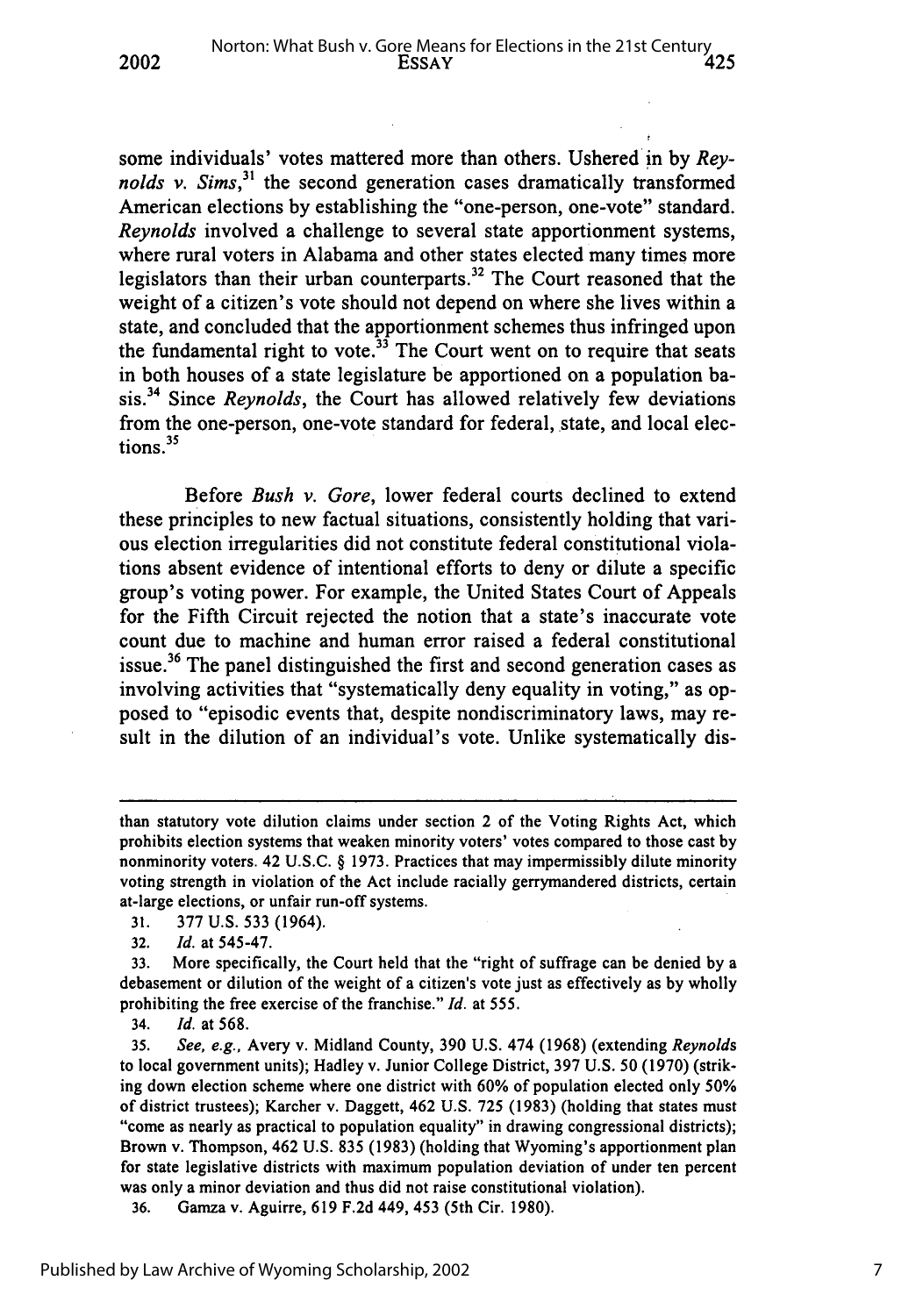some individuals' votes mattered more than others. Ushered in by *Reynolds v. Sims*,[31] the second generation cases dramatically transformed American elections by establishing the "one-person, one-vote" standard. *Reynolds* involved a challenge to several state apportionment systems, where rural voters in Alabama and other states elected many times more legislators than their urban counterparts.[32] The Court reasoned that the weight of a citizen's vote should not depend on where she lives within a state, and concluded that the apportionment schemes thus infringed upon the fundamental right to vote.[33] The Court went on to require that seats in both houses of a state legislature be apportioned on a population basis.[34] Since *Reynolds*, the Court has allowed relatively few deviations from the one-person, one-vote standard for federal, state, and local elections.[35]

Before *Bush v. Gore*, lower federal courts declined to extend these principles to new factual situations, consistently holding that various election irregularities did not constitute federal constitutional violations absent evidence of intentional efforts to deny or dilute a specific group's voting power. For example, the United States Court of Appeals for the Fifth Circuit rejected the notion that a state's inaccurate vote count due to machine and human error raised a federal constitutional issue.[36] The panel distinguished the first and second generation cases as involving activities that "systematically deny equality in voting," as opposed to "episodic events that, despite nondiscriminatory laws, may result in the dilution of an individual's vote. Unlike systematically dis-

---

than statutory vote dilution claims under section 2 of the Voting Rights Act, which prohibits election systems that weaken minority voters' votes compared to those cast by nonminority voters. 42 U.S.C. § 1973. Practices that may impermissibly dilute minority voting strength in violation of the Act include racially gerrymandered districts, certain at-large elections, or unfair run-off systems.

31. 377 U.S. 533 (1964).

32. *Id.* at 545-47.

33. More specifically, the Court held that the "right of suffrage can be denied by a debasement or dilution of the weight of a citizen's vote just as effectively as by wholly prohibiting the free exercise of the franchise." *Id.* at 555.

34. *Id.* at 568.

35. *See, e.g.*, Avery v. Midland County, 390 U.S. 474 (1968) (extending *Reynolds* to local government units); Hadley v. Junior College District, 397 U.S. 50 (1970) (striking down election scheme where one district with 60% of population elected only 50% of district trustees); Karcher v. Daggett, 462 U.S. 725 (1983) (holding that states must "come as nearly as practical to population equality" in drawing congressional districts); Brown v. Thompson, 462 U.S. 835 (1983) (holding that Wyoming's apportionment plan for state legislative districts with maximum population deviation of under ten percent was only a minor deviation and thus did not raise constitutional violation).

36. Gamza v. Aguirre, 619 F.2d 449, 453 (5th Cir. 1980).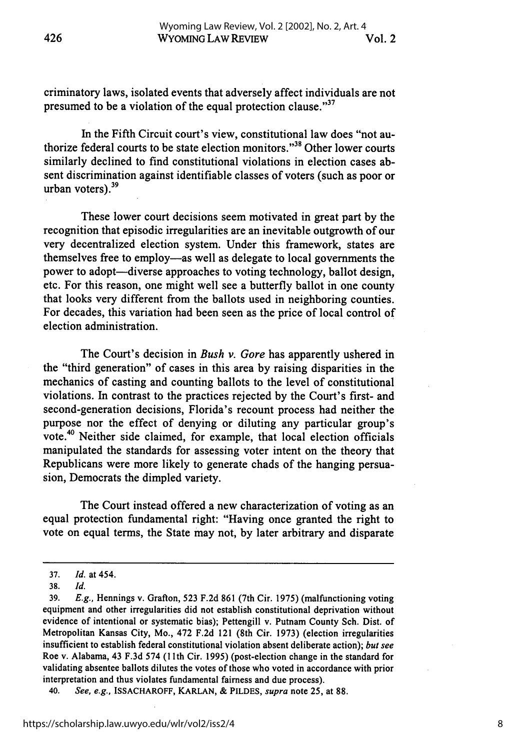criminatory laws, isolated events that adversely affect individuals are not presumed to be a violation of the equal protection clause."[37]

In the Fifth Circuit court's view, constitutional law does "not authorize federal courts to be state election monitors."[38] Other lower courts similarly declined to find constitutional violations in election cases absent discrimination against identifiable classes of voters (such as poor or urban voters).[39]

These lower court decisions seem motivated in great part by the recognition that episodic irregularities are an inevitable outgrowth of our very decentralized election system. Under this framework, states are themselves free to employ—as well as delegate to local governments the power to adopt—diverse approaches to voting technology, ballot design, etc. For this reason, one might well see a butterfly ballot in one county that looks very different from the ballots used in neighboring counties. For decades, this variation had been seen as the price of local control of election administration.

The Court's decision in *Bush v. Gore* has apparently ushered in the "third generation" of cases in this area by raising disparities in the mechanics of casting and counting ballots to the level of constitutional violations. In contrast to the practices rejected by the Court's first- and second-generation decisions, Florida's recount process had neither the purpose nor the effect of denying or diluting any particular group's vote.[40] Neither side claimed, for example, that local election officials manipulated the standards for assessing voter intent on the theory that Republicans were more likely to generate chads of the hanging persuasion, Democrats the dimpled variety.

The Court instead offered a new characterization of voting as an equal protection fundamental right: "Having once granted the right to vote on equal terms, the State may not, by later arbitrary and disparate

---

37. *Id.* at 454.

38. *Id.*

39. *E.g.*, Hennings v. Grafton, 523 F.2d 861 (7th Cir. 1975) (malfunctioning voting equipment and other irregularities did not establish constitutional deprivation without evidence of intentional or systematic bias); Pettengill v. Putnam County Sch. Dist. of Metropolitan Kansas City, Mo., 472 F.2d 121 (8th Cir. 1973) (election irregularities insufficient to establish federal constitutional violation absent deliberate action); *but see* Roe v. Alabama, 43 F.3d 574 (11th Cir. 1995) (post-election change in the standard for validating absentee ballots dilutes the votes of those who voted in accordance with prior interpretation and thus violates fundamental fairness and due process).

40. *See, e.g.*, ISSACHAROFF, KARLAN, & PILDES, *supra* note 25, at 88.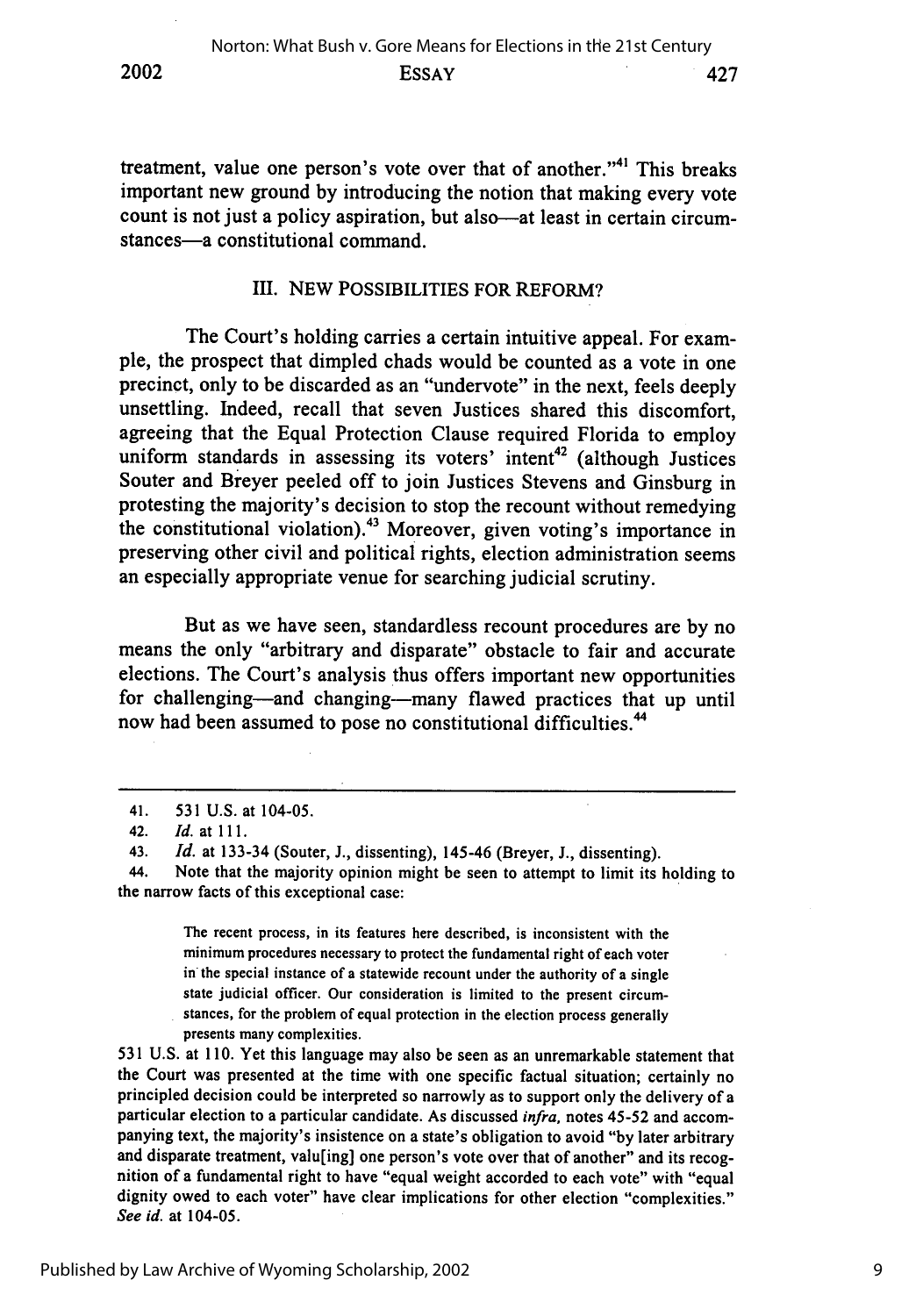treatment, value one person's vote over that of another."[41] This breaks important new ground by introducing the notion that making every vote count is not just a policy aspiration, but also—at least in certain circumstances—a constitutional command.

## III. NEW POSSIBILITIES FOR REFORM?

The Court's holding carries a certain intuitive appeal. For example, the prospect that dimpled chads would be counted as a vote in one precinct, only to be discarded as an "undervote" in the next, feels deeply unsettling. Indeed, recall that seven Justices shared this discomfort, agreeing that the Equal Protection Clause required Florida to employ uniform standards in assessing its voters' intent[42] (although Justices Souter and Breyer peeled off to join Justices Stevens and Ginsburg in protesting the majority's decision to stop the recount without remedying the constitutional violation).[43] Moreover, given voting's importance in preserving other civil and political rights, election administration seems an especially appropriate venue for searching judicial scrutiny.

But as we have seen, standardless recount procedures are by no means the only "arbitrary and disparate" obstacle to fair and accurate elections. The Court's analysis thus offers important new opportunities for challenging—and changing—many flawed practices that up until now had been assumed to pose no constitutional difficulties.[44]

---

41. 531 U.S. at 104-05.

42. *Id.* at 111.

43. *Id.* at 133-34 (Souter, J., dissenting), 145-46 (Breyer, J., dissenting).

44. Note that the majority opinion might be seen to attempt to limit its holding to the narrow facts of this exceptional case:

> The recent process, in its features here described, is inconsistent with the minimum procedures necessary to protect the fundamental right of each voter in the special instance of a statewide recount under the authority of a single state judicial officer. Our consideration is limited to the present circumstances, for the problem of equal protection in the election process generally presents many complexities.

531 U.S. at 110. Yet this language may also be seen as an unremarkable statement that the Court was presented at the time with one specific factual situation; certainly no principled decision could be interpreted so narrowly as to support only the delivery of a particular election to a particular candidate. As discussed *infra*, notes 45-52 and accompanying text, the majority's insistence on a state's obligation to avoid "by later arbitrary and disparate treatment, valu[ing] one person's vote over that of another" and its recognition of a fundamental right to have "equal weight accorded to each vote" with "equal dignity owed to each voter" have clear implications for other election "complexities." *See id.* at 104-05.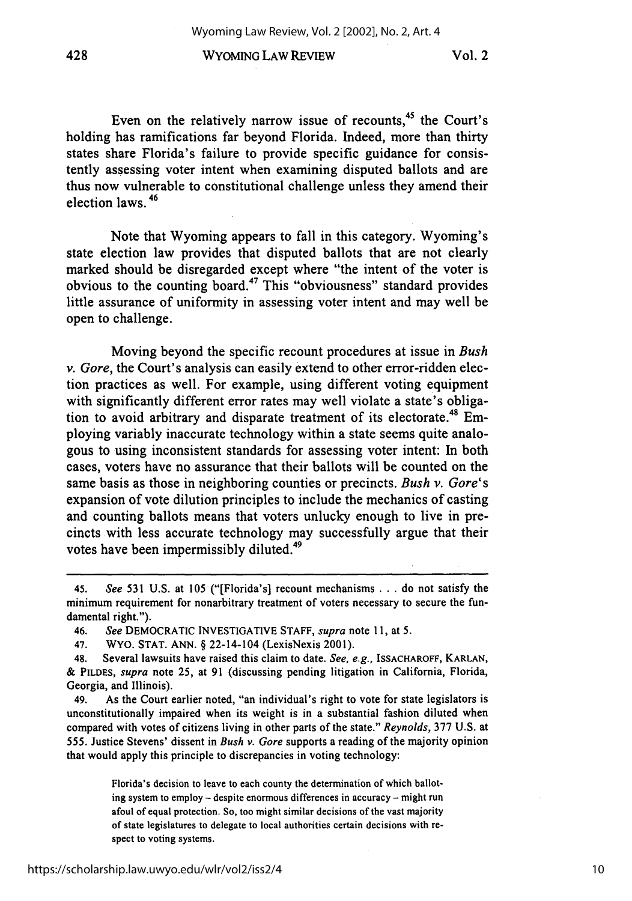Even on the relatively narrow issue of recounts,[45] the Court's holding has ramifications far beyond Florida. Indeed, more than thirty states share Florida's failure to provide specific guidance for consistently assessing voter intent when examining disputed ballots and are thus now vulnerable to constitutional challenge unless they amend their election laws.[46]

Note that Wyoming appears to fall in this category. Wyoming's state election law provides that disputed ballots that are not clearly marked should be disregarded except where "the intent of the voter is obvious to the counting board.[47] This "obviousness" standard provides little assurance of uniformity in assessing voter intent and may well be open to challenge.

Moving beyond the specific recount procedures at issue in *Bush v. Gore*, the Court's analysis can easily extend to other error-ridden election practices as well. For example, using different voting equipment with significantly different error rates may well violate a state's obligation to avoid arbitrary and disparate treatment of its electorate.[48] Employing variably inaccurate technology within a state seems quite analogous to using inconsistent standards for assessing voter intent: In both cases, voters have no assurance that their ballots will be counted on the same basis as those in neighboring counties or precincts. *Bush v. Gore*'s expansion of vote dilution principles to include the mechanics of casting and counting ballots means that voters unlucky enough to live in precincts with less accurate technology may successfully argue that their votes have been impermissibly diluted.[49]

---

45. *See* 531 U.S. at 105 ("[Florida's] recount mechanisms . . . do not satisfy the minimum requirement for nonarbitrary treatment of voters necessary to secure the fundamental right.").

46. *See* DEMOCRATIC INVESTIGATIVE STAFF, *supra* note 11, at 5.

47. WYO. STAT. ANN. § 22-14-104 (LexisNexis 2001).

48. Several lawsuits have raised this claim to date. *See, e.g.*, ISSACHAROFF, KARLAN, & PILDES, *supra* note 25, at 91 (discussing pending litigation in California, Florida, Georgia, and Illinois).

49. As the Court earlier noted, "an individual's right to vote for state legislators is unconstitutionally impaired when its weight is in a substantial fashion diluted when compared with votes of citizens living in other parts of the state." *Reynolds*, 377 U.S. at 555. Justice Stevens' dissent in *Bush v. Gore* supports a reading of the majority opinion that would apply this principle to discrepancies in voting technology:

> Florida's decision to leave to each county the determination of which balloting system to employ – despite enormous differences in accuracy – might run afoul of equal protection. So, too might similar decisions of the vast majority of state legislatures to delegate to local authorities certain decisions with respect to voting systems.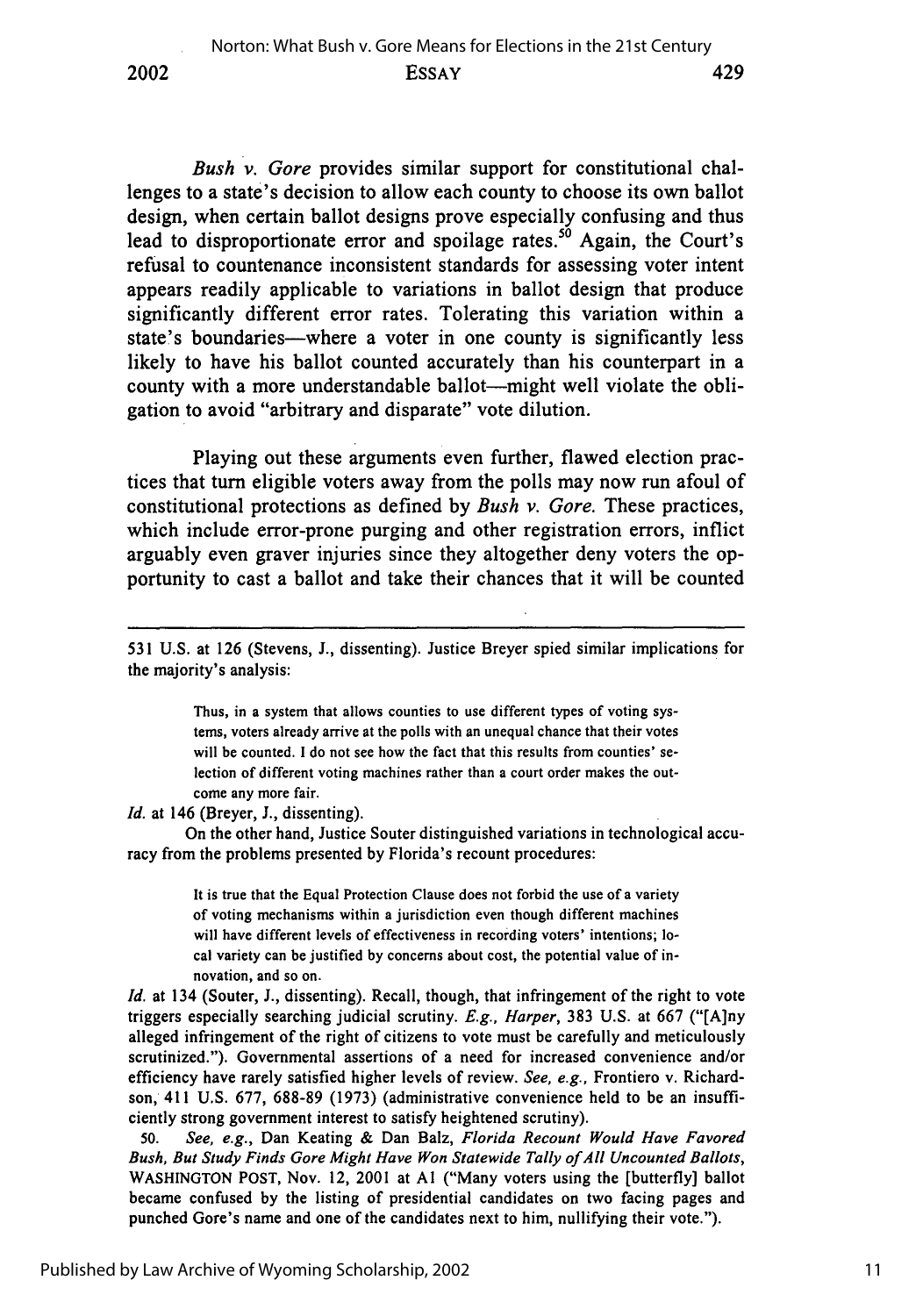*Bush v. Gore* provides similar support for constitutional challenges to a state's decision to allow each county to choose its own ballot design, when certain ballot designs prove especially confusing and thus lead to disproportionate error and spoilage rates.[50] Again, the Court's refusal to countenance inconsistent standards for assessing voter intent appears readily applicable to variations in ballot design that produce significantly different error rates. Tolerating this variation within a state's boundaries—where a voter in one county is significantly less likely to have his ballot counted accurately than his counterpart in a county with a more understandable ballot—might well violate the obligation to avoid "arbitrary and disparate" vote dilution.

Playing out these arguments even further, flawed election practices that turn eligible voters away from the polls may now run afoul of constitutional protections as defined by *Bush v. Gore.* These practices, which include error-prone purging and other registration errors, inflict arguably even graver injuries since they altogether deny voters the opportunity to cast a ballot and take their chances that it will be counted

---

531 U.S. at 126 (Stevens, J., dissenting). Justice Breyer spied similar implications for the majority's analysis:

> Thus, in a system that allows counties to use different types of voting systems, voters already arrive at the polls with an unequal chance that their votes will be counted. I do not see how the fact that this results from counties' selection of different voting machines rather than a court order makes the outcome any more fair.

*Id.* at 146 (Breyer, J., dissenting).

On the other hand, Justice Souter distinguished variations in technological accuracy from the problems presented by Florida's recount procedures:

> It is true that the Equal Protection Clause does not forbid the use of a variety of voting mechanisms within a jurisdiction even though different machines will have different levels of effectiveness in recording voters' intentions; local variety can be justified by concerns about cost, the potential value of innovation, and so on.

*Id.* at 134 (Souter, J., dissenting). Recall, though, that infringement of the right to vote triggers especially searching judicial scrutiny. *E.g., Harper*, 383 U.S. at 667 ("[A]ny alleged infringement of the right of citizens to vote must be carefully and meticulously scrutinized."). Governmental assertions of a need for increased convenience and/or efficiency have rarely satisfied higher levels of review. *See, e.g.*, Frontiero v. Richardson, 411 U.S. 677, 688-89 (1973) (administrative convenience held to be an insufficiently strong government interest to satisfy heightened scrutiny).

50. *See, e.g.*, Dan Keating & Dan Balz, *Florida Recount Would Have Favored Bush, But Study Finds Gore Might Have Won Statewide Tally of All Uncounted Ballots*, WASHINGTON POST, Nov. 12, 2001 at A1 ("Many voters using the [butterfly] ballot became confused by the listing of presidential candidates on two facing pages and punched Gore's name and one of the candidates next to him, nullifying their vote.").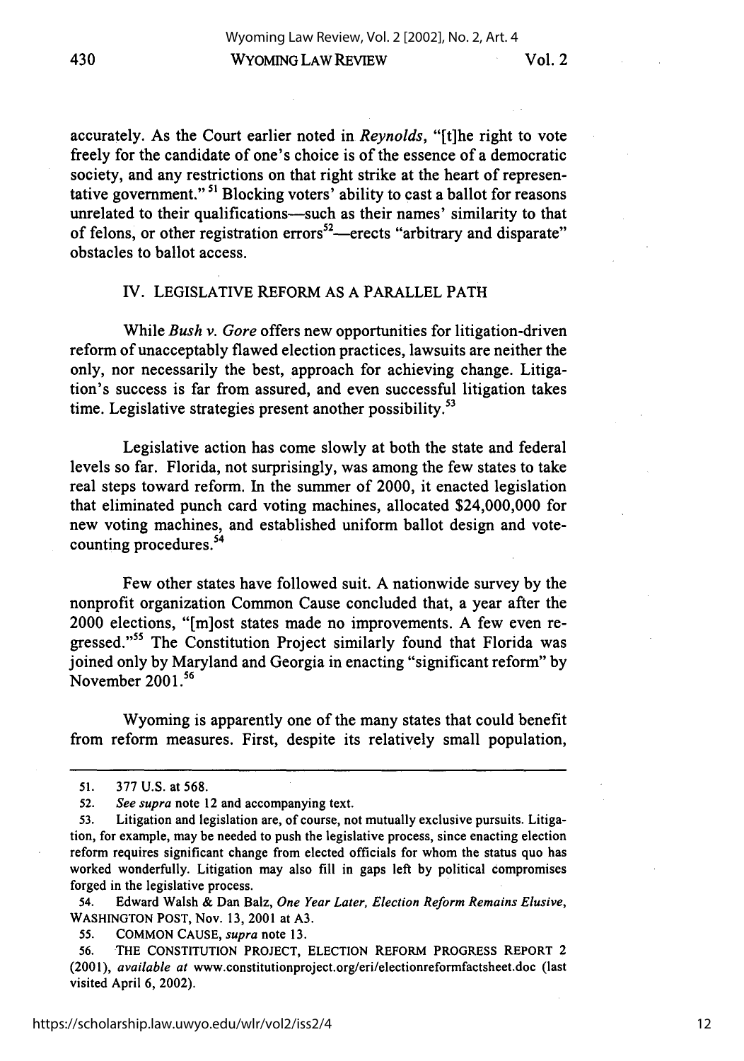accurately. As the Court earlier noted in *Reynolds*, "[t]he right to vote freely for the candidate of one's choice is of the essence of a democratic society, and any restrictions on that right strike at the heart of representative government."[51] Blocking voters' ability to cast a ballot for reasons unrelated to their qualifications—such as their names' similarity to that of felons, or other registration errors[52]—erects "arbitrary and disparate" obstacles to ballot access.

## IV. LEGISLATIVE REFORM AS A PARALLEL PATH

While *Bush v. Gore* offers new opportunities for litigation-driven reform of unacceptably flawed election practices, lawsuits are neither the only, nor necessarily the best, approach for achieving change. Litigation's success is far from assured, and even successful litigation takes time. Legislative strategies present another possibility.[53]

Legislative action has come slowly at both the state and federal levels so far. Florida, not surprisingly, was among the few states to take real steps toward reform. In the summer of 2000, it enacted legislation that eliminated punch card voting machines, allocated $24,000,000 for new voting machines, and established uniform ballot design and vote-counting procedures.[54]

Few other states have followed suit. A nationwide survey by the nonprofit organization Common Cause concluded that, a year after the 2000 elections, "[m]ost states made no improvements. A few even regressed."[55] The Constitution Project similarly found that Florida was joined only by Maryland and Georgia in enacting "significant reform" by November 2001.[56]

Wyoming is apparently one of the many states that could benefit from reform measures. First, despite its relatively small population,

---

51. 377 U.S. at 568.

52. *See supra* note 12 and accompanying text.

53. Litigation and legislation are, of course, not mutually exclusive pursuits. Litigation, for example, may be needed to push the legislative process, since enacting election reform requires significant change from elected officials for whom the status quo has worked wonderfully. Litigation may also fill in gaps left by political compromises forged in the legislative process.

54. Edward Walsh & Dan Balz, *One Year Later, Election Reform Remains Elusive*, WASHINGTON POST, Nov. 13, 2001 at A3.

55. COMMON CAUSE, *supra* note 13.

56. THE CONSTITUTION PROJECT, ELECTION REFORM PROGRESS REPORT 2 (2001), *available at* www.constitutionproject.org/eri/electionreformfactsheet.doc (last visited April 6, 2002).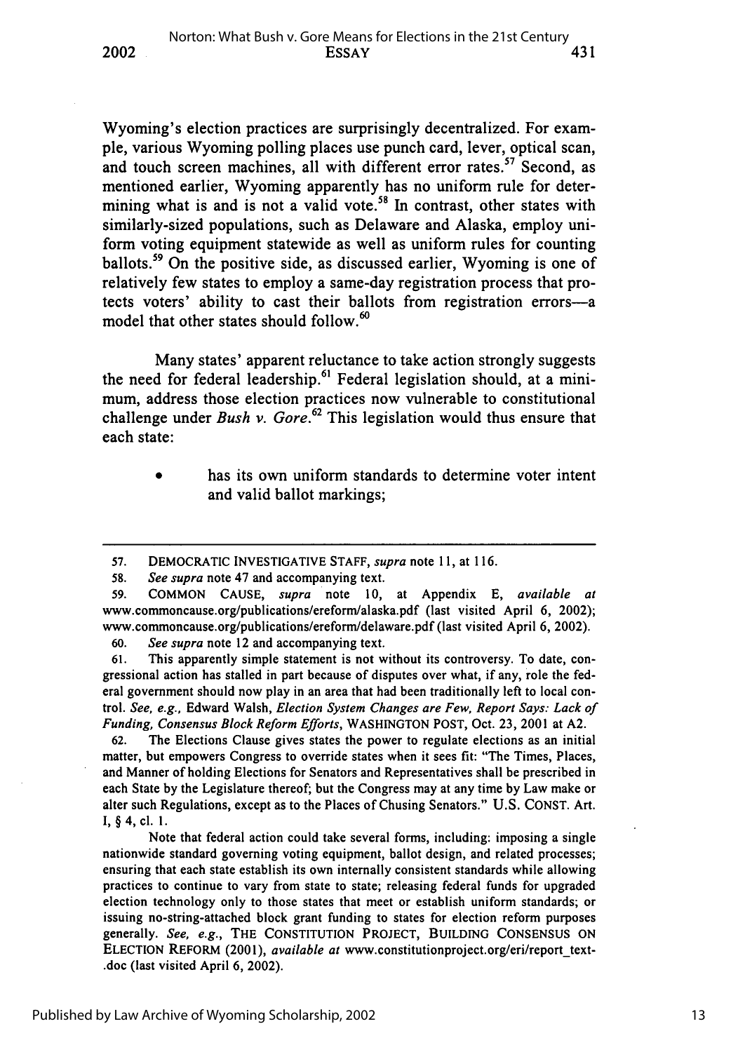Wyoming's election practices are surprisingly decentralized. For example, various Wyoming polling places use punch card, lever, optical scan, and touch screen machines, all with different error rates.[57] Second, as mentioned earlier, Wyoming apparently has no uniform rule for determining what is and is not a valid vote.[58] In contrast, other states with similarly-sized populations, such as Delaware and Alaska, employ uniform voting equipment statewide as well as uniform rules for counting ballots.[59] On the positive side, as discussed earlier, Wyoming is one of relatively few states to employ a same-day registration process that protects voters' ability to cast their ballots from registration errors—a model that other states should follow.[60]

Many states' apparent reluctance to take action strongly suggests the need for federal leadership.[61] Federal legislation should, at a minimum, address those election practices now vulnerable to constitutional challenge under *Bush v. Gore*.[62] This legislation would thus ensure that each state:

- has its own uniform standards to determine voter intent and valid ballot markings;

---

57. DEMOCRATIC INVESTIGATIVE STAFF, *supra* note 11, at 116.

58. *See supra* note 47 and accompanying text.

59. COMMON CAUSE, *supra* note 10, at Appendix E, *available at* www.commoncause.org/publications/ereform/alaska.pdf (last visited April 6, 2002); www.commoncause.org/publications/ereform/delaware.pdf (last visited April 6, 2002).

60. *See supra* note 12 and accompanying text.

61. This apparently simple statement is not without its controversy. To date, congressional action has stalled in part because of disputes over what, if any, role the federal government should now play in an area that had been traditionally left to local control. *See, e.g.*, Edward Walsh, *Election System Changes are Few, Report Says: Lack of Funding, Consensus Block Reform Efforts*, WASHINGTON POST, Oct. 23, 2001 at A2.

62. The Elections Clause gives states the power to regulate elections as an initial matter, but empowers Congress to override states when it sees fit: "The Times, Places, and Manner of holding Elections for Senators and Representatives shall be prescribed in each State by the Legislature thereof; but the Congress may at any time by Law make or alter such Regulations, except as to the Places of Chusing Senators." U.S. CONST. Art. I, § 4, cl. 1.

Note that federal action could take several forms, including: imposing a single nationwide standard governing voting equipment, ballot design, and related processes; ensuring that each state establish its own internally consistent standards while allowing practices to continue to vary from state to state; releasing federal funds for upgraded election technology only to those states that meet or establish uniform standards; or issuing no-string-attached block grant funding to states for election reform purposes generally. *See, e.g.*, THE CONSTITUTION PROJECT, BUILDING CONSENSUS ON ELECTION REFORM (2001), *available at* www.constitutionproject.org/eri/report_text-.doc (last visited April 6, 2002).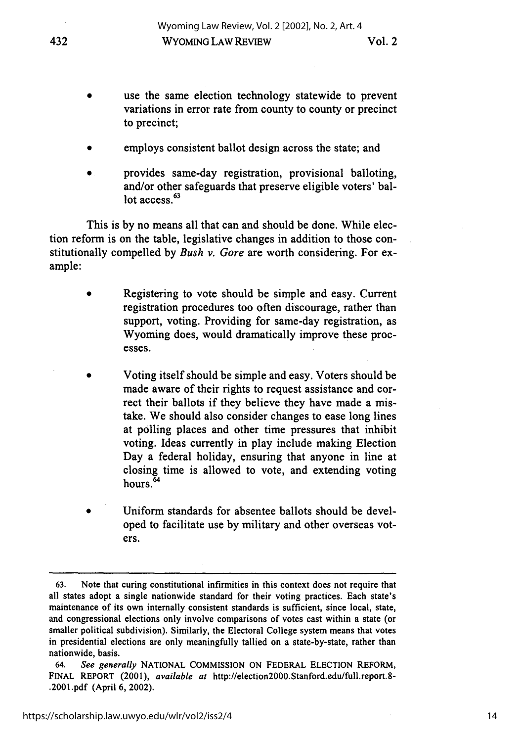- use the same election technology statewide to prevent variations in error rate from county to county or precinct to precinct;

- employs consistent ballot design across the state; and

- provides same-day registration, provisional balloting, and/or other safeguards that preserve eligible voters' ballot access.[63]

This is by no means all that can and should be done. While election reform is on the table, legislative changes in addition to those constitutionally compelled by *Bush v. Gore* are worth considering. For example:

- Registering to vote should be simple and easy. Current registration procedures too often discourage, rather than support, voting. Providing for same-day registration, as Wyoming does, would dramatically improve these processes.

- Voting itself should be simple and easy. Voters should be made aware of their rights to request assistance and correct their ballots if they believe they have made a mistake. We should also consider changes to ease long lines at polling places and other time pressures that inhibit voting. Ideas currently in play include making Election Day a federal holiday, ensuring that anyone in line at closing time is allowed to vote, and extending voting hours.[64]

- Uniform standards for absentee ballots should be developed to facilitate use by military and other overseas voters.

---

63. Note that curing constitutional infirmities in this context does not require that all states adopt a single nationwide standard for their voting practices. Each state's maintenance of its own internally consistent standards is sufficient, since local, state, and congressional elections only involve comparisons of votes cast within a state (or smaller political subdivision). Similarly, the Electoral College system means that votes in presidential elections are only meaningfully tallied on a state-by-state, rather than nationwide, basis.

64. *See generally* NATIONAL COMMISSION ON FEDERAL ELECTION REFORM, FINAL REPORT (2001), *available at* http://election2000.Stanford.edu/full.report.8-.2001.pdf (April 6, 2002).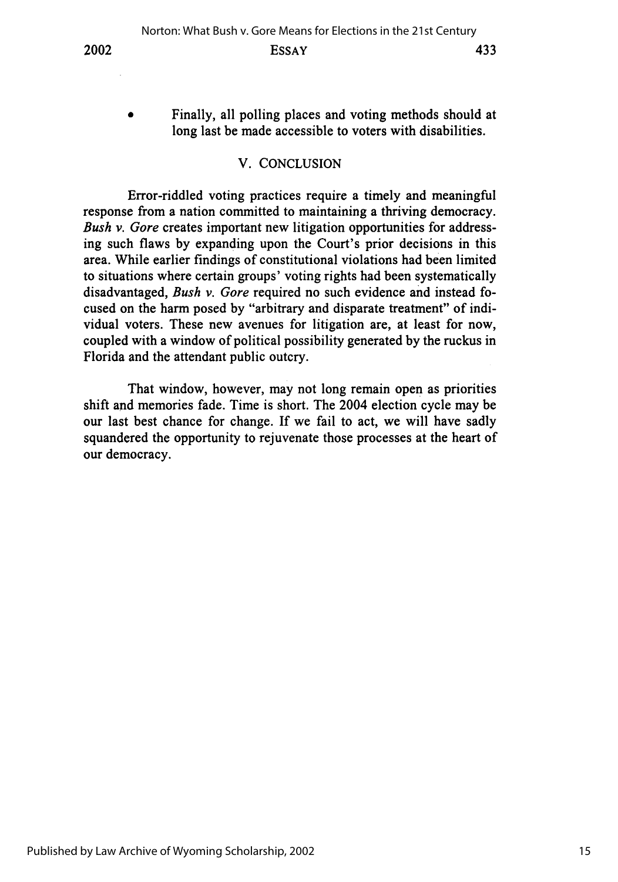- Finally, all polling places and voting methods should at long last be made accessible to voters with disabilities.

## V. CONCLUSION

Error-riddled voting practices require a timely and meaningful response from a nation committed to maintaining a thriving democracy. *Bush v. Gore* creates important new litigation opportunities for addressing such flaws by expanding upon the Court's prior decisions in this area. While earlier findings of constitutional violations had been limited to situations where certain groups' voting rights had been systematically disadvantaged, *Bush v. Gore* required no such evidence and instead focused on the harm posed by "arbitrary and disparate treatment" of individual voters. These new avenues for litigation are, at least for now, coupled with a window of political possibility generated by the ruckus in Florida and the attendant public outcry.

That window, however, may not long remain open as priorities shift and memories fade. Time is short. The 2004 election cycle may be our last best chance for change. If we fail to act, we will have sadly squandered the opportunity to rejuvenate those processes at the heart of our democracy.